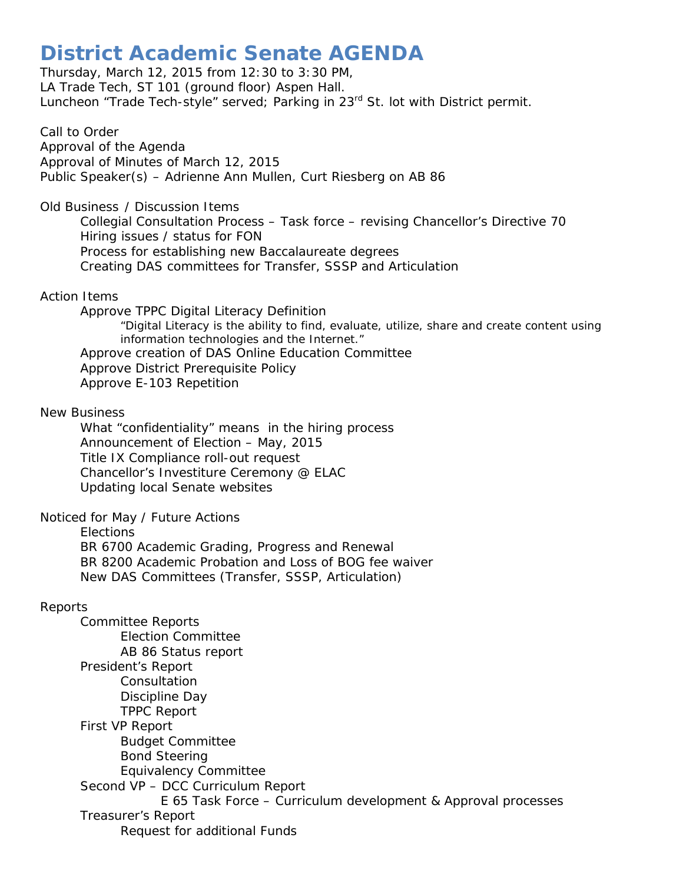# District Academic Senate AGENDA

Thursday, March 12, 2015 from 12:30 to 3:30 PM,
LA Trade Tech, ST 101 (ground floor) Aspen Hall.
Luncheon "Trade Tech-style" served; Parking in 23rd St. lot with District permit.

Call to Order
Approval of the Agenda
Approval of Minutes of March 12, 2015
Public Speaker(s) – Adrienne Ann Mullen, Curt Riesberg on AB 86

Old Business / Discussion Items

- Collegial Consultation Process – Task force – revising Chancellor's Directive 70
- Hiring issues / status for FON
- Process for establishing new Baccalaureate degrees
- Creating DAS committees for Transfer, SSSP and Articulation

Action Items

- Approve TPPC Digital Literacy Definition
  - "Digital Literacy is the ability to find, evaluate, utilize, share and create content using information technologies and the Internet."
- Approve creation of DAS Online Education Committee
- Approve District Prerequisite Policy
- Approve E-103 Repetition

New Business

- What "confidentiality" means in the hiring process
- Announcement of Election – May, 2015
- Title IX Compliance roll-out request
- Chancellor's Investiture Ceremony @ ELAC
- Updating local Senate websites

Noticed for May / Future Actions

- Elections
- BR 6700 Academic Grading, Progress and Renewal
- BR 8200 Academic Probation and Loss of BOG fee waiver
- New DAS Committees (Transfer, SSSP, Articulation)

Reports

- Committee Reports
  - Election Committee
  - AB 86 Status report
- President's Report
  - Consultation
  - Discipline Day
  - TPPC Report
- First VP Report
  - Budget Committee
  - Bond Steering
  - Equivalency Committee
- Second VP – DCC Curriculum Report
  - E 65 Task Force – Curriculum development & Approval processes
- Treasurer's Report
  - Request for additional Funds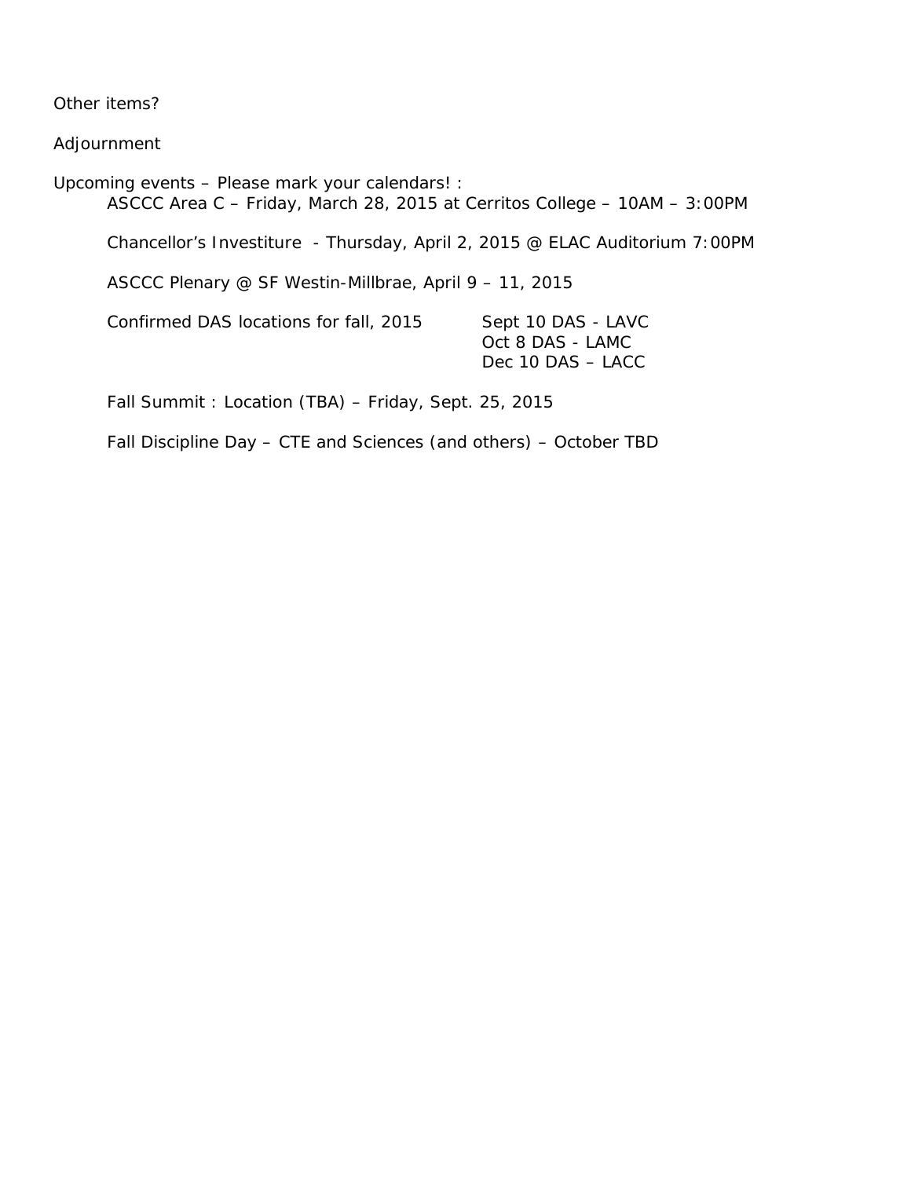Other items?

Adjournment

Upcoming events – Please mark your calendars! :

- ASCCC Area C – Friday, March 28, 2015 at Cerritos College – 10AM – 3:00PM
- Chancellor's Investiture - Thursday, April 2, 2015 @ ELAC Auditorium 7:00PM
- ASCCC Plenary @ SF Westin-Millbrae, April 9 – 11, 2015
- Confirmed DAS locations for fall, 2015
  - Sept 10 DAS - LAVC
  - Oct 8 DAS - LAMC
  - Dec 10 DAS – LACC
- Fall Summit : Location (TBA) – Friday, Sept. 25, 2015
- Fall Discipline Day – CTE and Sciences (and others) – October TBD